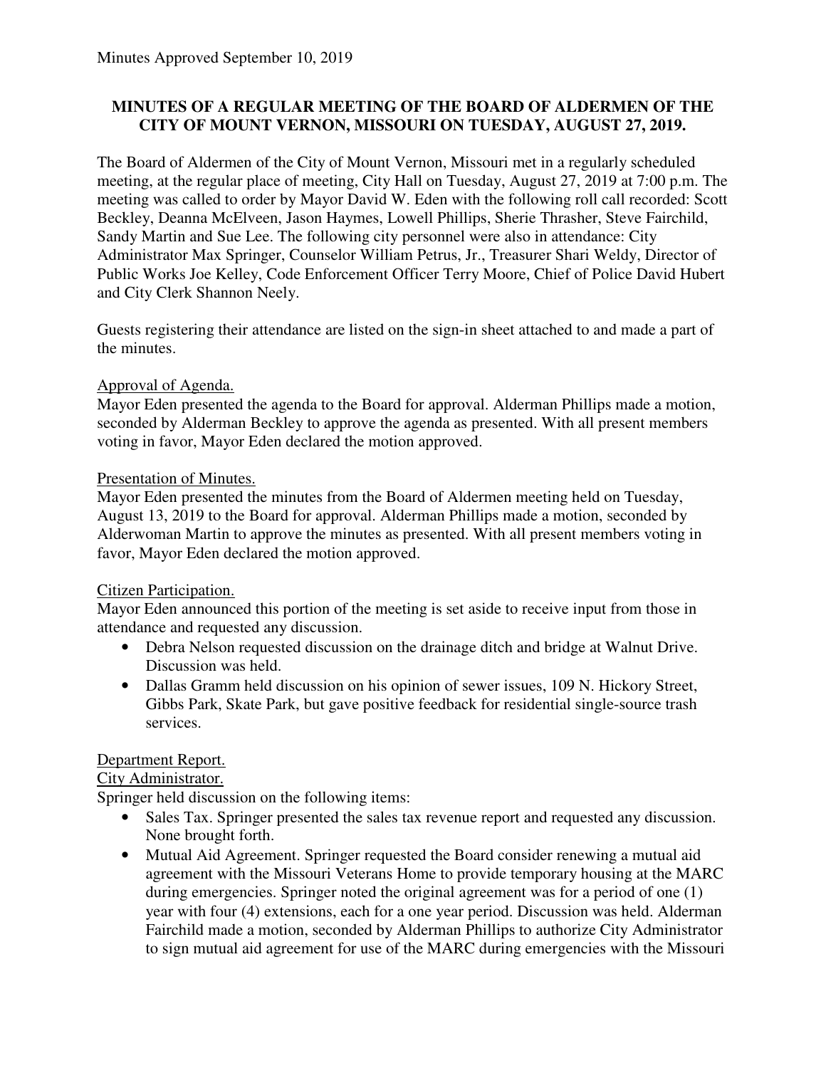Minutes Approved September 10, 2019

**MINUTES OF A REGULAR MEETING OF THE BOARD OF ALDERMEN OF THE CITY OF MOUNT VERNON, MISSOURI ON TUESDAY, AUGUST 27, 2019.**

The Board of Aldermen of the City of Mount Vernon, Missouri met in a regularly scheduled meeting, at the regular place of meeting, City Hall on Tuesday, August 27, 2019 at 7:00 p.m. The meeting was called to order by Mayor David W. Eden with the following roll call recorded: Scott Beckley, Deanna McElveen, Jason Haymes, Lowell Phillips, Sherie Thrasher, Steve Fairchild, Sandy Martin and Sue Lee. The following city personnel were also in attendance: City Administrator Max Springer, Counselor William Petrus, Jr., Treasurer Shari Weldy, Director of Public Works Joe Kelley, Code Enforcement Officer Terry Moore, Chief of Police David Hubert and City Clerk Shannon Neely.

Guests registering their attendance are listed on the sign-in sheet attached to and made a part of the minutes.

Approval of Agenda.
Mayor Eden presented the agenda to the Board for approval. Alderman Phillips made a motion, seconded by Alderman Beckley to approve the agenda as presented. With all present members voting in favor, Mayor Eden declared the motion approved.

Presentation of Minutes.
Mayor Eden presented the minutes from the Board of Aldermen meeting held on Tuesday, August 13, 2019 to the Board for approval. Alderman Phillips made a motion, seconded by Alderwoman Martin to approve the minutes as presented. With all present members voting in favor, Mayor Eden declared the motion approved.

Citizen Participation.
Mayor Eden announced this portion of the meeting is set aside to receive input from those in attendance and requested any discussion.

- Debra Nelson requested discussion on the drainage ditch and bridge at Walnut Drive. Discussion was held.
- Dallas Gramm held discussion on his opinion of sewer issues, 109 N. Hickory Street, Gibbs Park, Skate Park, but gave positive feedback for residential single-source trash services.

Department Report.
City Administrator.
Springer held discussion on the following items:

- Sales Tax. Springer presented the sales tax revenue report and requested any discussion. None brought forth.
- Mutual Aid Agreement. Springer requested the Board consider renewing a mutual aid agreement with the Missouri Veterans Home to provide temporary housing at the MARC during emergencies. Springer noted the original agreement was for a period of one (1) year with four (4) extensions, each for a one year period. Discussion was held. Alderman Fairchild made a motion, seconded by Alderman Phillips to authorize City Administrator to sign mutual aid agreement for use of the MARC during emergencies with the Missouri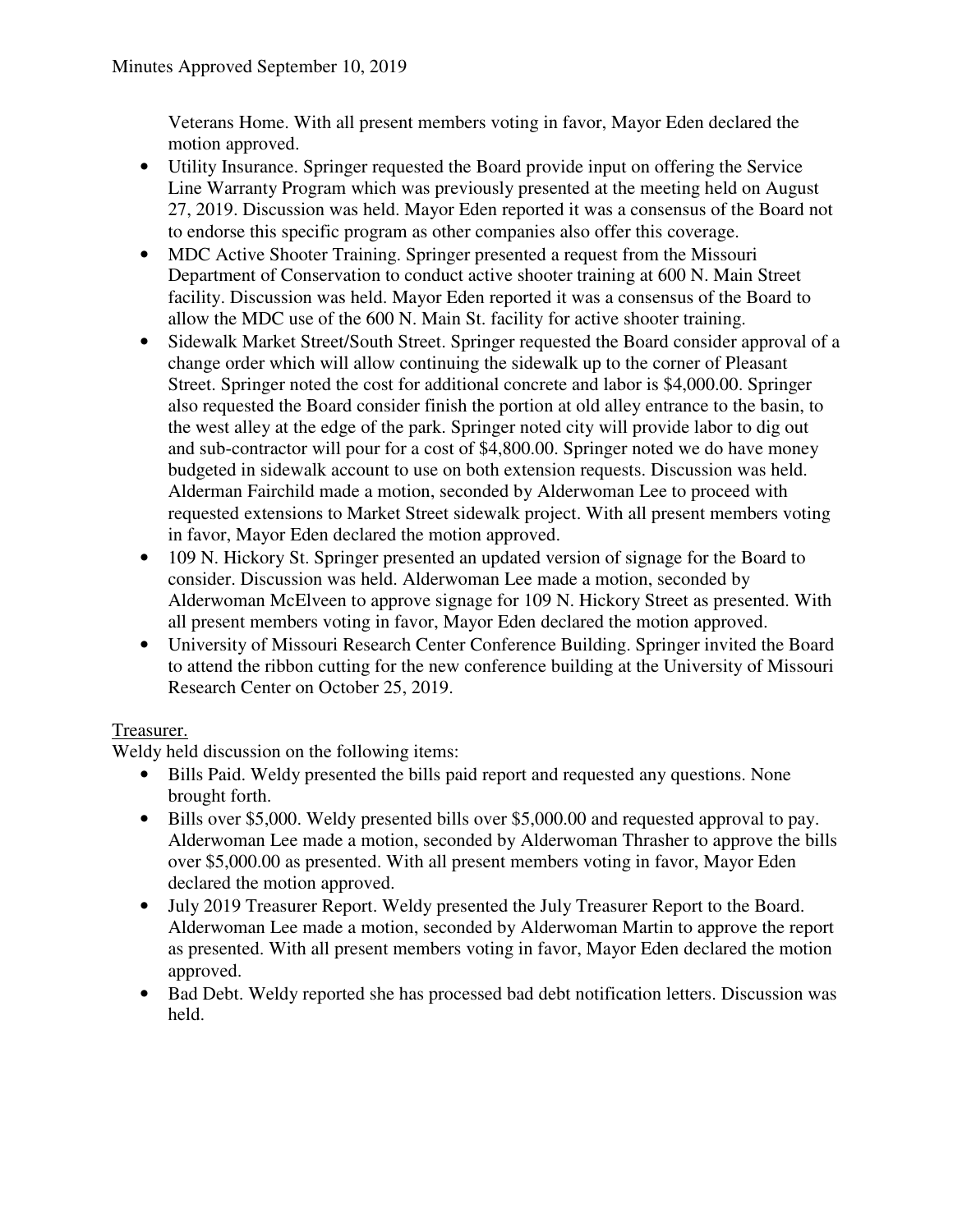Veterans Home. With all present members voting in favor, Mayor Eden declared the motion approved.

- Utility Insurance. Springer requested the Board provide input on offering the Service Line Warranty Program which was previously presented at the meeting held on August 27, 2019. Discussion was held. Mayor Eden reported it was a consensus of the Board not to endorse this specific program as other companies also offer this coverage.
- MDC Active Shooter Training. Springer presented a request from the Missouri Department of Conservation to conduct active shooter training at 600 N. Main Street facility. Discussion was held. Mayor Eden reported it was a consensus of the Board to allow the MDC use of the 600 N. Main St. facility for active shooter training.
- Sidewalk Market Street/South Street. Springer requested the Board consider approval of a change order which will allow continuing the sidewalk up to the corner of Pleasant Street. Springer noted the cost for additional concrete and labor is $4,000.00. Springer also requested the Board consider finish the portion at old alley entrance to the basin, to the west alley at the edge of the park. Springer noted city will provide labor to dig out and sub-contractor will pour for a cost of $4,800.00. Springer noted we do have money budgeted in sidewalk account to use on both extension requests. Discussion was held. Alderman Fairchild made a motion, seconded by Alderwoman Lee to proceed with requested extensions to Market Street sidewalk project. With all present members voting in favor, Mayor Eden declared the motion approved.
- 109 N. Hickory St. Springer presented an updated version of signage for the Board to consider. Discussion was held. Alderwoman Lee made a motion, seconded by Alderwoman McElveen to approve signage for 109 N. Hickory Street as presented. With all present members voting in favor, Mayor Eden declared the motion approved.
- University of Missouri Research Center Conference Building. Springer invited the Board to attend the ribbon cutting for the new conference building at the University of Missouri Research Center on October 25, 2019.

Treasurer.

Weldy held discussion on the following items:

- Bills Paid. Weldy presented the bills paid report and requested any questions. None brought forth.
- Bills over $5,000. Weldy presented bills over $5,000.00 and requested approval to pay. Alderwoman Lee made a motion, seconded by Alderwoman Thrasher to approve the bills over $5,000.00 as presented. With all present members voting in favor, Mayor Eden declared the motion approved.
- July 2019 Treasurer Report. Weldy presented the July Treasurer Report to the Board. Alderwoman Lee made a motion, seconded by Alderwoman Martin to approve the report as presented. With all present members voting in favor, Mayor Eden declared the motion approved.
- Bad Debt. Weldy reported she has processed bad debt notification letters. Discussion was held.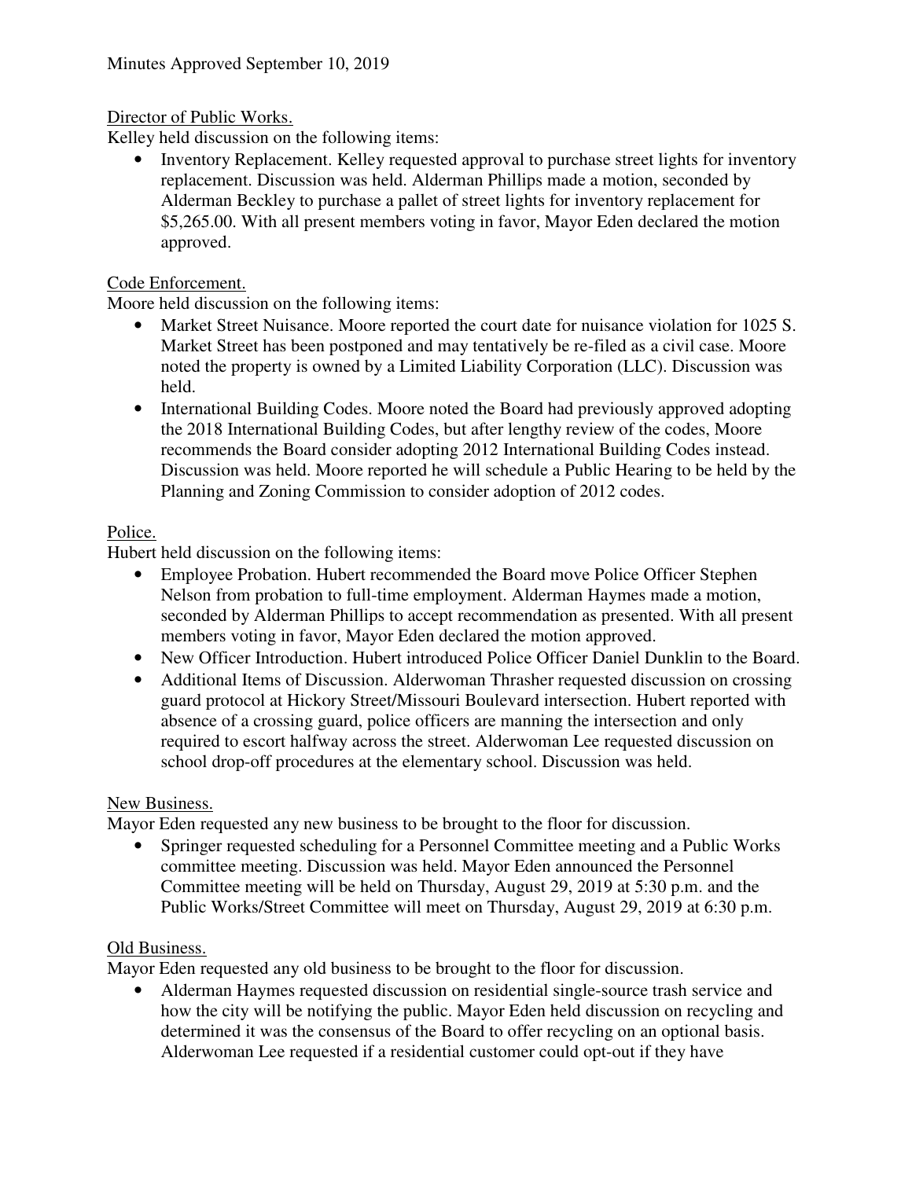Minutes Approved September 10, 2019

Director of Public Works.

Kelley held discussion on the following items:

- Inventory Replacement. Kelley requested approval to purchase street lights for inventory replacement. Discussion was held. Alderman Phillips made a motion, seconded by Alderman Beckley to purchase a pallet of street lights for inventory replacement for $5,265.00. With all present members voting in favor, Mayor Eden declared the motion approved.

Code Enforcement.

Moore held discussion on the following items:

- Market Street Nuisance. Moore reported the court date for nuisance violation for 1025 S. Market Street has been postponed and may tentatively be re-filed as a civil case. Moore noted the property is owned by a Limited Liability Corporation (LLC). Discussion was held.
- International Building Codes. Moore noted the Board had previously approved adopting the 2018 International Building Codes, but after lengthy review of the codes, Moore recommends the Board consider adopting 2012 International Building Codes instead. Discussion was held. Moore reported he will schedule a Public Hearing to be held by the Planning and Zoning Commission to consider adoption of 2012 codes.

Police.

Hubert held discussion on the following items:

- Employee Probation. Hubert recommended the Board move Police Officer Stephen Nelson from probation to full-time employment. Alderman Haymes made a motion, seconded by Alderman Phillips to accept recommendation as presented. With all present members voting in favor, Mayor Eden declared the motion approved.
- New Officer Introduction. Hubert introduced Police Officer Daniel Dunklin to the Board.
- Additional Items of Discussion. Alderwoman Thrasher requested discussion on crossing guard protocol at Hickory Street/Missouri Boulevard intersection. Hubert reported with absence of a crossing guard, police officers are manning the intersection and only required to escort halfway across the street. Alderwoman Lee requested discussion on school drop-off procedures at the elementary school. Discussion was held.

New Business.

Mayor Eden requested any new business to be brought to the floor for discussion.

- Springer requested scheduling for a Personnel Committee meeting and a Public Works committee meeting. Discussion was held. Mayor Eden announced the Personnel Committee meeting will be held on Thursday, August 29, 2019 at 5:30 p.m. and the Public Works/Street Committee will meet on Thursday, August 29, 2019 at 6:30 p.m.

Old Business.

Mayor Eden requested any old business to be brought to the floor for discussion.

- Alderman Haymes requested discussion on residential single-source trash service and how the city will be notifying the public. Mayor Eden held discussion on recycling and determined it was the consensus of the Board to offer recycling on an optional basis. Alderwoman Lee requested if a residential customer could opt-out if they have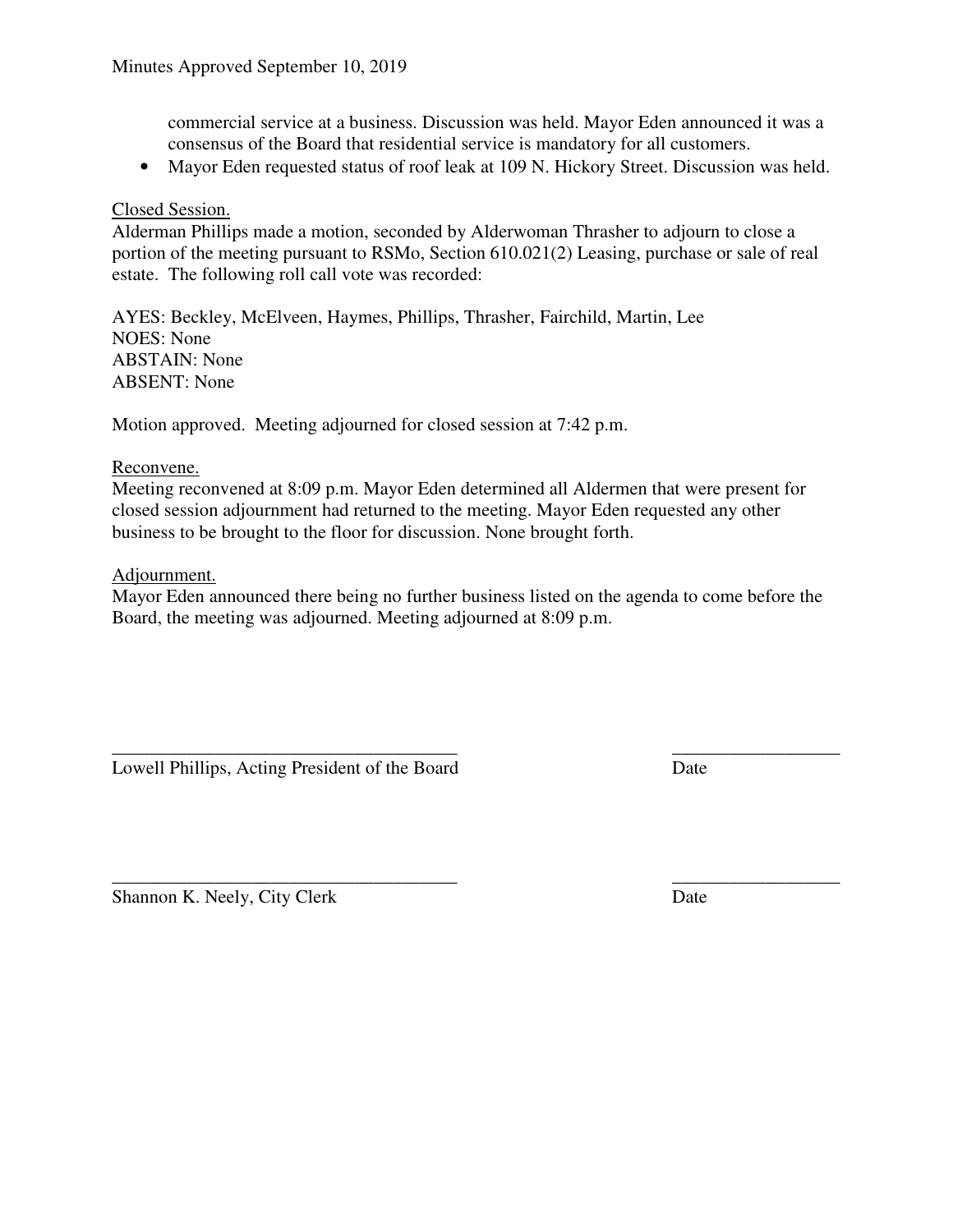commercial service at a business. Discussion was held. Mayor Eden announced it was a consensus of the Board that residential service is mandatory for all customers.

- Mayor Eden requested status of roof leak at 109 N. Hickory Street. Discussion was held.

Closed Session.

Alderman Phillips made a motion, seconded by Alderwoman Thrasher to adjourn to close a portion of the meeting pursuant to RSMo, Section 610.021(2) Leasing, purchase or sale of real estate. The following roll call vote was recorded:

AYES: Beckley, McElveen, Haymes, Phillips, Thrasher, Fairchild, Martin, Lee
NOES: None
ABSTAIN: None
ABSENT: None

Motion approved. Meeting adjourned for closed session at 7:42 p.m.

Reconvene.

Meeting reconvened at 8:09 p.m. Mayor Eden determined all Aldermen that were present for closed session adjournment had returned to the meeting. Mayor Eden requested any other business to be brought to the floor for discussion. None brought forth.

Adjournment.

Mayor Eden announced there being no further business listed on the agenda to come before the Board, the meeting was adjourned. Meeting adjourned at 8:09 p.m.

______________________________________ __________________
Lowell Phillips, Acting President of the Board Date

______________________________________ __________________
Shannon K. Neely, City Clerk Date